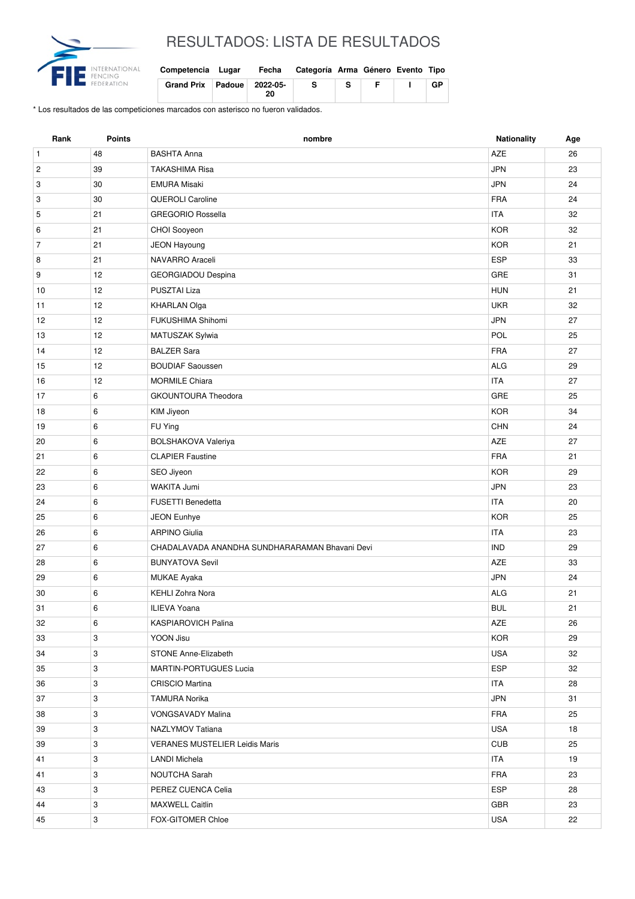# RESULTADOS: LISTA DE RESULTADOS

| Competencia | Lugar | Fecha | Categoría | Arma | Género | Evento | Tipo |
|---|---|---|---|---|---|---|---|
| Grand Prix | Padoue | 2022-05-20 | S | S | F | I | GP |

\* Los resultados de las competiciones marcados con asterisco no fueron validados.

| Rank | Points | nombre | Nationality | Age |
|---|---|---|---|---|
| 1 | 48 | BASHTA Anna | AZE | 26 |
| 2 | 39 | TAKASHIMA Risa | JPN | 23 |
| 3 | 30 | EMURA Misaki | JPN | 24 |
| 3 | 30 | QUEROLI Caroline | FRA | 24 |
| 5 | 21 | GREGORIO Rossella | ITA | 32 |
| 6 | 21 | CHOI Sooyeon | KOR | 32 |
| 7 | 21 | JEON Hayoung | KOR | 21 |
| 8 | 21 | NAVARRO Araceli | ESP | 33 |
| 9 | 12 | GEORGIADOU Despina | GRE | 31 |
| 10 | 12 | PUSZTAI Liza | HUN | 21 |
| 11 | 12 | KHARLAN Olga | UKR | 32 |
| 12 | 12 | FUKUSHIMA Shihomi | JPN | 27 |
| 13 | 12 | MATUSZAK Sylwia | POL | 25 |
| 14 | 12 | BALZER Sara | FRA | 27 |
| 15 | 12 | BOUDIAF Saoussen | ALG | 29 |
| 16 | 12 | MORMILE Chiara | ITA | 27 |
| 17 | 6 | GKOUNTOURA Theodora | GRE | 25 |
| 18 | 6 | KIM Jiyeon | KOR | 34 |
| 19 | 6 | FU Ying | CHN | 24 |
| 20 | 6 | BOLSHAKOVA Valeriya | AZE | 27 |
| 21 | 6 | CLAPIER Faustine | FRA | 21 |
| 22 | 6 | SEO Jiyeon | KOR | 29 |
| 23 | 6 | WAKITA Jumi | JPN | 23 |
| 24 | 6 | FUSETTI Benedetta | ITA | 20 |
| 25 | 6 | JEON Eunhye | KOR | 25 |
| 26 | 6 | ARPINO Giulia | ITA | 23 |
| 27 | 6 | CHADALAVADA ANANDHA SUNDHARARAMAN Bhavani Devi | IND | 29 |
| 28 | 6 | BUNYATOVA Sevil | AZE | 33 |
| 29 | 6 | MUKAE Ayaka | JPN | 24 |
| 30 | 6 | KEHLI Zohra Nora | ALG | 21 |
| 31 | 6 | ILIEVA Yoana | BUL | 21 |
| 32 | 6 | KASPIAROVICH Palina | AZE | 26 |
| 33 | 3 | YOON Jisu | KOR | 29 |
| 34 | 3 | STONE Anne-Elizabeth | USA | 32 |
| 35 | 3 | MARTIN-PORTUGUES Lucia | ESP | 32 |
| 36 | 3 | CRISCIO Martina | ITA | 28 |
| 37 | 3 | TAMURA Norika | JPN | 31 |
| 38 | 3 | VONGSAVADY Malina | FRA | 25 |
| 39 | 3 | NAZLYMOV Tatiana | USA | 18 |
| 39 | 3 | VERANES MUSTELIER Leidis Maris | CUB | 25 |
| 41 | 3 | LANDI Michela | ITA | 19 |
| 41 | 3 | NOUTCHA Sarah | FRA | 23 |
| 43 | 3 | PEREZ CUENCA Celia | ESP | 28 |
| 44 | 3 | MAXWELL Caitlin | GBR | 23 |
| 45 | 3 | FOX-GITOMER Chloe | USA | 22 |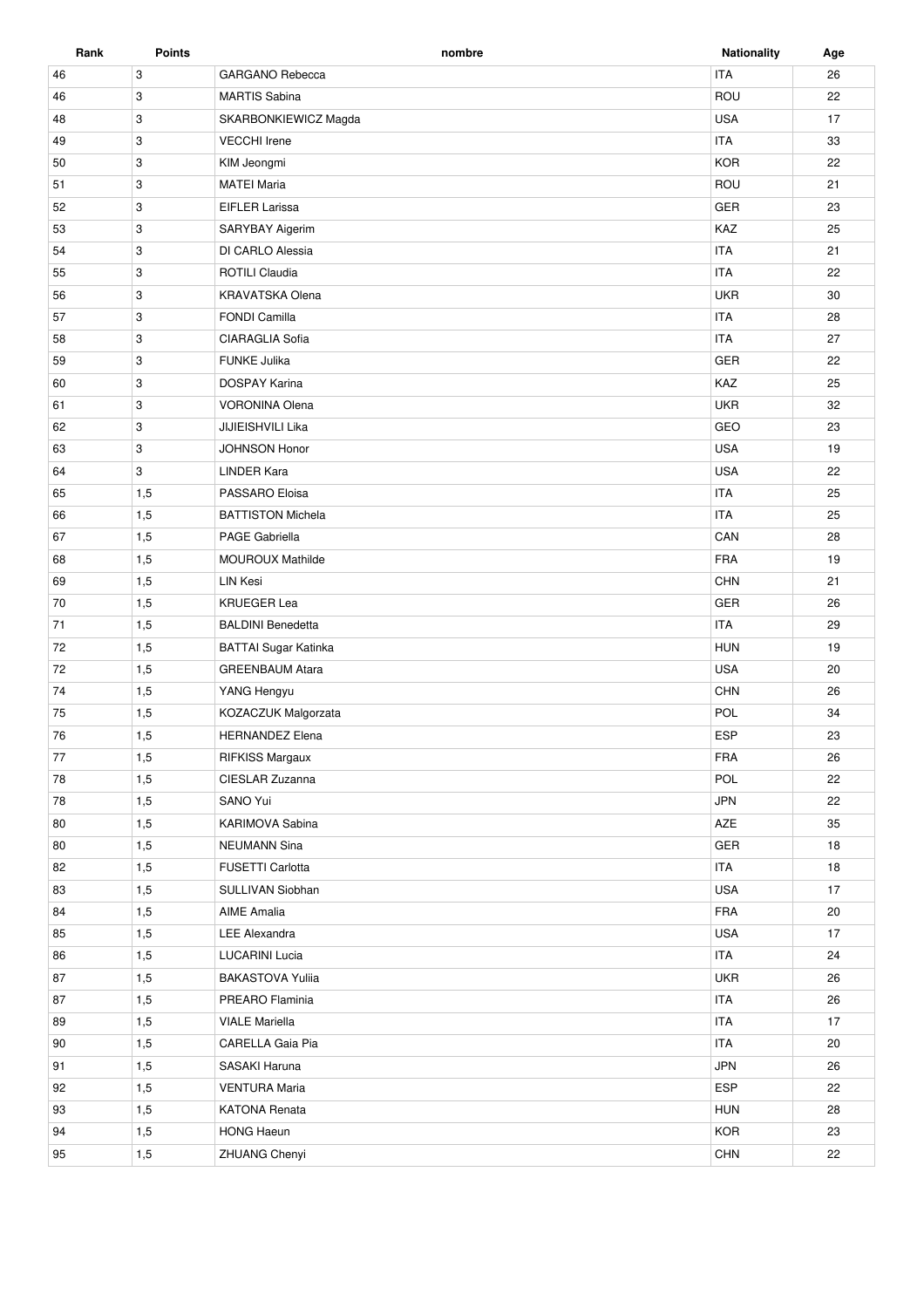| Rank | Points | nombre | Nationality | Age |
|---|---|---|---|---|
| 46 | 3 | GARGANO Rebecca | ITA | 26 |
| 46 | 3 | MARTIS Sabina | ROU | 22 |
| 48 | 3 | SKARBONKIEWICZ Magda | USA | 17 |
| 49 | 3 | VECCHI Irene | ITA | 33 |
| 50 | 3 | KIM Jeongmi | KOR | 22 |
| 51 | 3 | MATEI Maria | ROU | 21 |
| 52 | 3 | EIFLER Larissa | GER | 23 |
| 53 | 3 | SARYBAY Aigerim | KAZ | 25 |
| 54 | 3 | DI CARLO Alessia | ITA | 21 |
| 55 | 3 | ROTILI Claudia | ITA | 22 |
| 56 | 3 | KRAVATSKA Olena | UKR | 30 |
| 57 | 3 | FONDI Camilla | ITA | 28 |
| 58 | 3 | CIARAGLIA Sofia | ITA | 27 |
| 59 | 3 | FUNKE Julika | GER | 22 |
| 60 | 3 | DOSPAY Karina | KAZ | 25 |
| 61 | 3 | VORONINA Olena | UKR | 32 |
| 62 | 3 | JIJIEISHVILI Lika | GEO | 23 |
| 63 | 3 | JOHNSON Honor | USA | 19 |
| 64 | 3 | LINDER Kara | USA | 22 |
| 65 | 1,5 | PASSARO Eloisa | ITA | 25 |
| 66 | 1,5 | BATTISTON Michela | ITA | 25 |
| 67 | 1,5 | PAGE Gabriella | CAN | 28 |
| 68 | 1,5 | MOUROUX Mathilde | FRA | 19 |
| 69 | 1,5 | LIN Kesi | CHN | 21 |
| 70 | 1,5 | KRUEGER Lea | GER | 26 |
| 71 | 1,5 | BALDINI Benedetta | ITA | 29 |
| 72 | 1,5 | BATTAI Sugar Katinka | HUN | 19 |
| 72 | 1,5 | GREENBAUM Atara | USA | 20 |
| 74 | 1,5 | YANG Hengyu | CHN | 26 |
| 75 | 1,5 | KOZACZUK Malgorzata | POL | 34 |
| 76 | 1,5 | HERNANDEZ Elena | ESP | 23 |
| 77 | 1,5 | RIFKISS Margaux | FRA | 26 |
| 78 | 1,5 | CIESLAR Zuzanna | POL | 22 |
| 78 | 1,5 | SANO Yui | JPN | 22 |
| 80 | 1,5 | KARIMOVA Sabina | AZE | 35 |
| 80 | 1,5 | NEUMANN Sina | GER | 18 |
| 82 | 1,5 | FUSETTI Carlotta | ITA | 18 |
| 83 | 1,5 | SULLIVAN Siobhan | USA | 17 |
| 84 | 1,5 | AIME Amalia | FRA | 20 |
| 85 | 1,5 | LEE Alexandra | USA | 17 |
| 86 | 1,5 | LUCARINI Lucia | ITA | 24 |
| 87 | 1,5 | BAKASTOVA Yuliia | UKR | 26 |
| 87 | 1,5 | PREARO Flaminia | ITA | 26 |
| 89 | 1,5 | VIALE Mariella | ITA | 17 |
| 90 | 1,5 | CARELLA Gaia Pia | ITA | 20 |
| 91 | 1,5 | SASAKI Haruna | JPN | 26 |
| 92 | 1,5 | VENTURA Maria | ESP | 22 |
| 93 | 1,5 | KATONA Renata | HUN | 28 |
| 94 | 1,5 | HONG Haeun | KOR | 23 |
| 95 | 1,5 | ZHUANG Chenyi | CHN | 22 |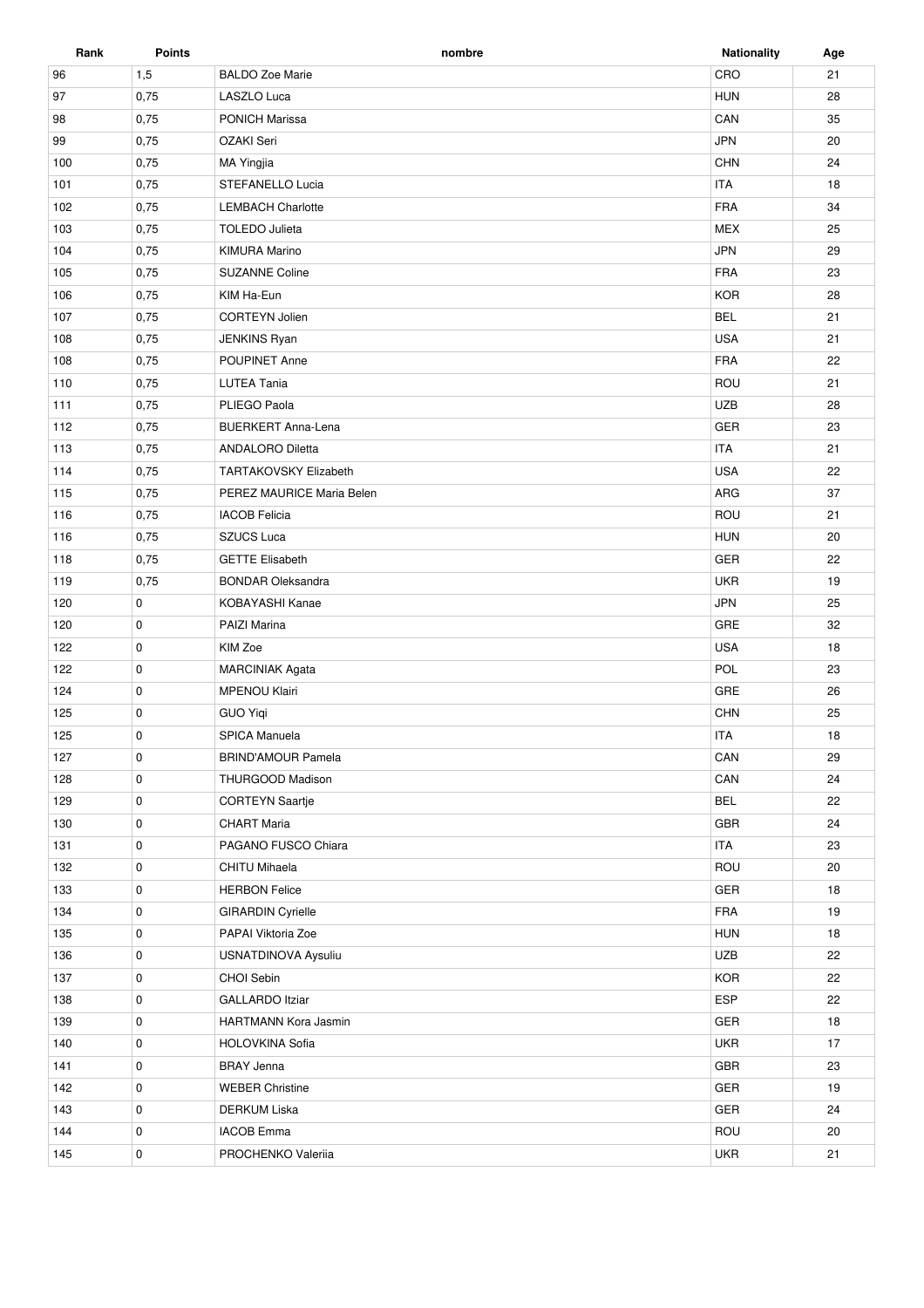| Rank | Points | nombre | Nationality | Age |
| --- | --- | --- | --- | --- |
| 96 | 1,5 | BALDO Zoe Marie | CRO | 21 |
| 97 | 0,75 | LASZLO Luca | HUN | 28 |
| 98 | 0,75 | PONICH Marissa | CAN | 35 |
| 99 | 0,75 | OZAKI Seri | JPN | 20 |
| 100 | 0,75 | MA Yingjia | CHN | 24 |
| 101 | 0,75 | STEFANELLO Lucia | ITA | 18 |
| 102 | 0,75 | LEMBACH Charlotte | FRA | 34 |
| 103 | 0,75 | TOLEDO Julieta | MEX | 25 |
| 104 | 0,75 | KIMURA Marino | JPN | 29 |
| 105 | 0,75 | SUZANNE Coline | FRA | 23 |
| 106 | 0,75 | KIM Ha-Eun | KOR | 28 |
| 107 | 0,75 | CORTEYN Jolien | BEL | 21 |
| 108 | 0,75 | JENKINS Ryan | USA | 21 |
| 108 | 0,75 | POUPINET Anne | FRA | 22 |
| 110 | 0,75 | LUTEA Tania | ROU | 21 |
| 111 | 0,75 | PLIEGO Paola | UZB | 28 |
| 112 | 0,75 | BUERKERT Anna-Lena | GER | 23 |
| 113 | 0,75 | ANDALORO Diletta | ITA | 21 |
| 114 | 0,75 | TARTAKOVSKY Elizabeth | USA | 22 |
| 115 | 0,75 | PEREZ MAURICE Maria Belen | ARG | 37 |
| 116 | 0,75 | IACOB Felicia | ROU | 21 |
| 116 | 0,75 | SZUCS Luca | HUN | 20 |
| 118 | 0,75 | GETTE Elisabeth | GER | 22 |
| 119 | 0,75 | BONDAR Oleksandra | UKR | 19 |
| 120 | 0 | KOBAYASHI Kanae | JPN | 25 |
| 120 | 0 | PAIZI Marina | GRE | 32 |
| 122 | 0 | KIM Zoe | USA | 18 |
| 122 | 0 | MARCINIAK Agata | POL | 23 |
| 124 | 0 | MPENOU Klairi | GRE | 26 |
| 125 | 0 | GUO Yiqi | CHN | 25 |
| 125 | 0 | SPICA Manuela | ITA | 18 |
| 127 | 0 | BRIND'AMOUR Pamela | CAN | 29 |
| 128 | 0 | THURGOOD Madison | CAN | 24 |
| 129 | 0 | CORTEYN Saartje | BEL | 22 |
| 130 | 0 | CHART Maria | GBR | 24 |
| 131 | 0 | PAGANO FUSCO Chiara | ITA | 23 |
| 132 | 0 | CHITU Mihaela | ROU | 20 |
| 133 | 0 | HERBON Felice | GER | 18 |
| 134 | 0 | GIRARDIN Cyrielle | FRA | 19 |
| 135 | 0 | PAPAI Viktoria Zoe | HUN | 18 |
| 136 | 0 | USNATDINOVA Aysuliu | UZB | 22 |
| 137 | 0 | CHOI Sebin | KOR | 22 |
| 138 | 0 | GALLARDO Itziar | ESP | 22 |
| 139 | 0 | HARTMANN Kora Jasmin | GER | 18 |
| 140 | 0 | HOLOVKINA Sofia | UKR | 17 |
| 141 | 0 | BRAY Jenna | GBR | 23 |
| 142 | 0 | WEBER Christine | GER | 19 |
| 143 | 0 | DERKUM Liska | GER | 24 |
| 144 | 0 | IACOB Emma | ROU | 20 |
| 145 | 0 | PROCHENKO Valeriia | UKR | 21 |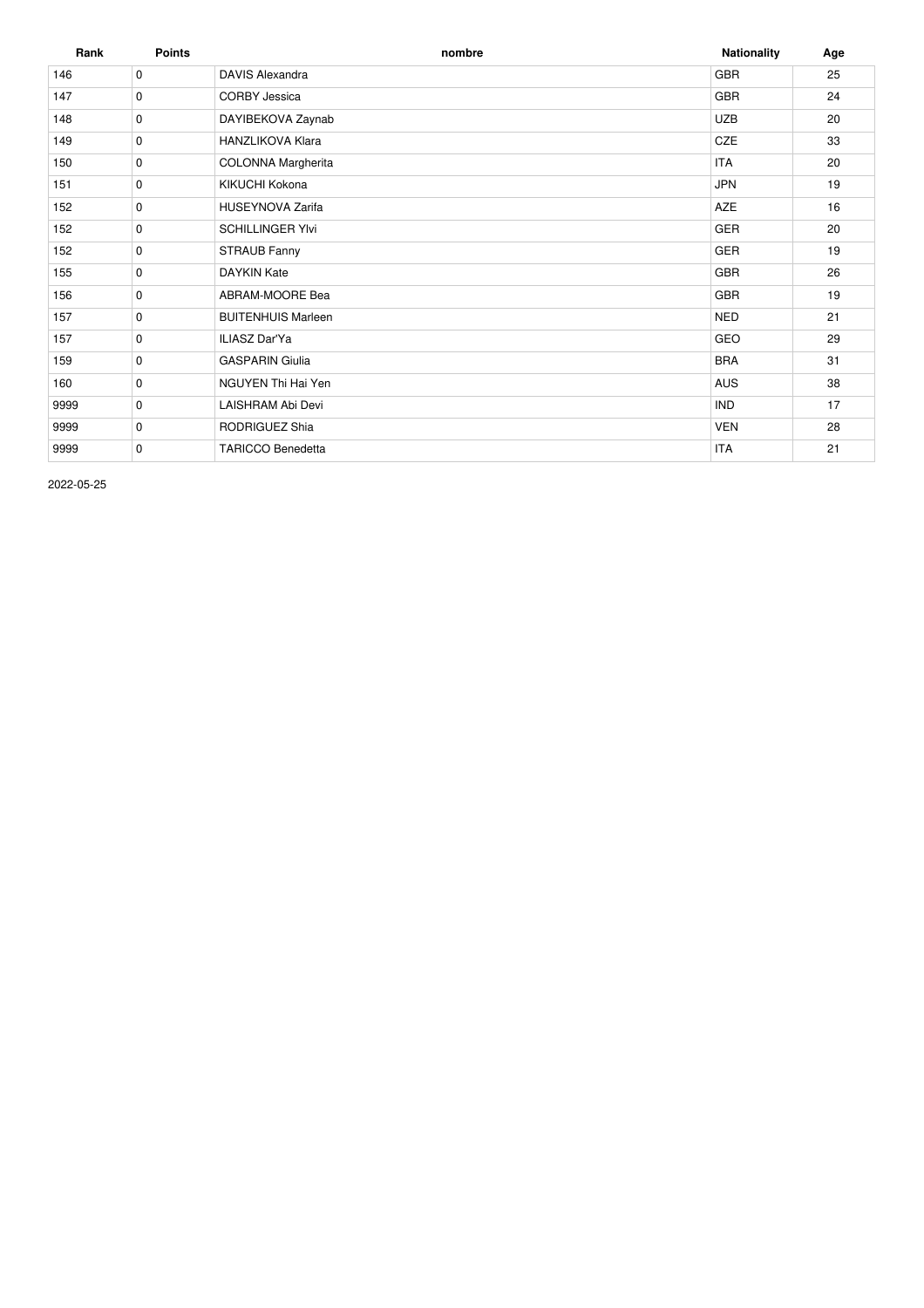| Rank | Points | nombre | Nationality | Age |
|---|---|---|---|---|
| 146 | 0 | DAVIS Alexandra | GBR | 25 |
| 147 | 0 | CORBY Jessica | GBR | 24 |
| 148 | 0 | DAYIBEKOVA Zaynab | UZB | 20 |
| 149 | 0 | HANZLIKOVA Klara | CZE | 33 |
| 150 | 0 | COLONNA Margherita | ITA | 20 |
| 151 | 0 | KIKUCHI Kokona | JPN | 19 |
| 152 | 0 | HUSEYNOVA Zarifa | AZE | 16 |
| 152 | 0 | SCHILLINGER Ylvi | GER | 20 |
| 152 | 0 | STRAUB Fanny | GER | 19 |
| 155 | 0 | DAYKIN Kate | GBR | 26 |
| 156 | 0 | ABRAM-MOORE Bea | GBR | 19 |
| 157 | 0 | BUITENHUIS Marleen | NED | 21 |
| 157 | 0 | ILIASZ Dar'Ya | GEO | 29 |
| 159 | 0 | GASPARIN Giulia | BRA | 31 |
| 160 | 0 | NGUYEN Thi Hai Yen | AUS | 38 |
| 9999 | 0 | LAISHRAM Abi Devi | IND | 17 |
| 9999 | 0 | RODRIGUEZ Shia | VEN | 28 |
| 9999 | 0 | TARICCO Benedetta | ITA | 21 |

2022-05-25